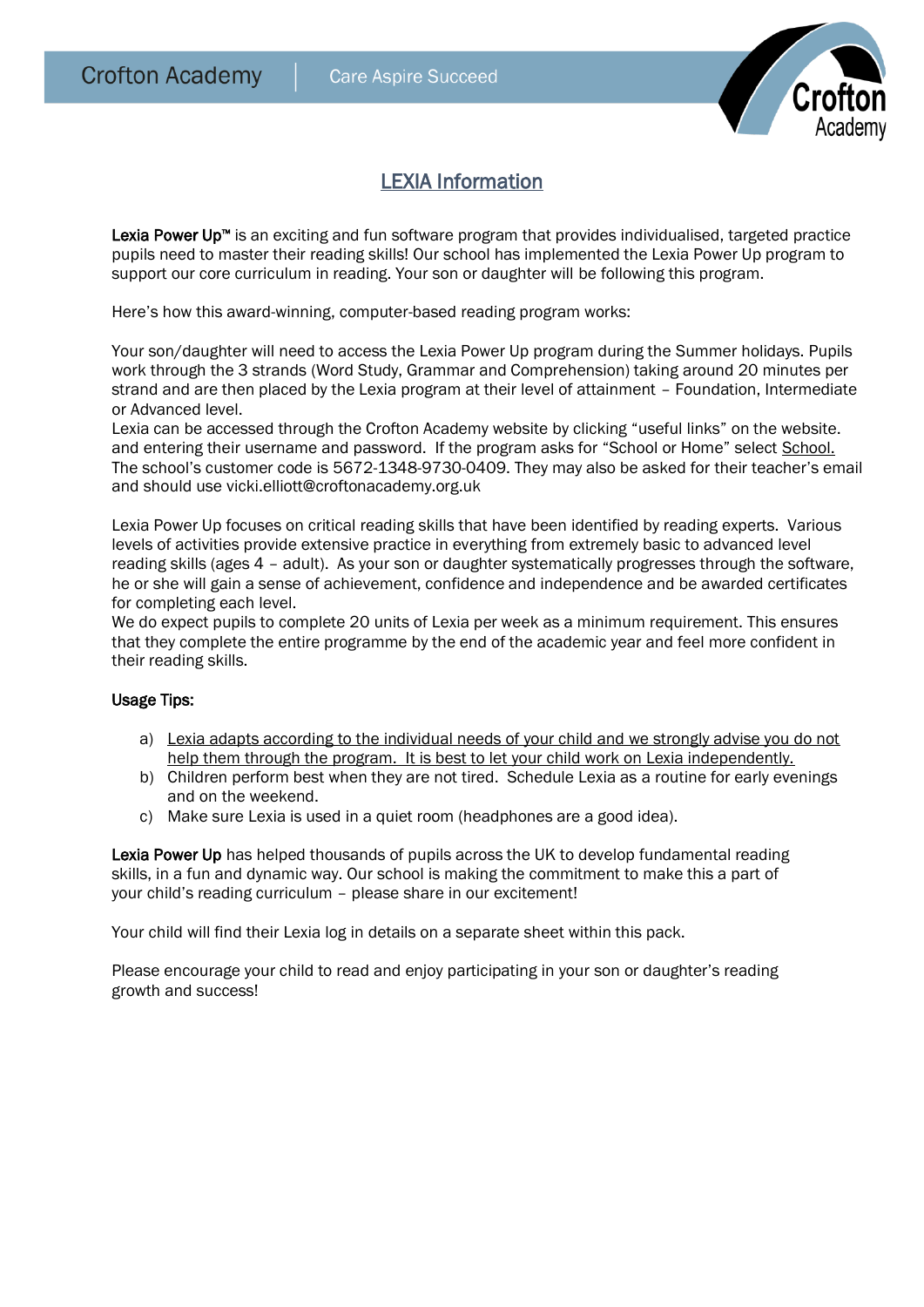# LEXIA Information

**Lexia Power Up™** is an exciting and fun software program that provides individualised, targeted practice pupils need to master their reading skills! Our school has implemented the Lexia Power Up program to support our core curriculum in reading. Your son or daughter will be following this program.

Here's how this award-winning, computer-based reading program works:

Your son/daughter will need to access the Lexia Power Up program during the Summer holidays. Pupils work through the 3 strands (Word Study, Grammar and Comprehension) taking around 20 minutes per strand and are then placed by the Lexia program at their level of attainment – Foundation, Intermediate or Advanced level.

Lexia can be accessed through the Crofton Academy website by clicking "useful links" on the website. and entering their username and password. If the program asks for "School or Home" select School. The school's customer code is 5672-1348-9730-0409. They may also be asked for their teacher's email and should use vicki.elliott@croftonacademy.org.uk

Lexia Power Up focuses on critical reading skills that have been identified by reading experts. Various levels of activities provide extensive practice in everything from extremely basic to advanced level reading skills (ages 4 – adult). As your son or daughter systematically progresses through the software, he or she will gain a sense of achievement, confidence and independence and be awarded certificates for completing each level.

We do expect pupils to complete 20 units of Lexia per week as a minimum requirement. This ensures that they complete the entire programme by the end of the academic year and feel more confident in their reading skills.

**Usage Tips:**

a) Lexia adapts according to the individual needs of your child and we strongly advise you do not help them through the program. It is best to let your child work on Lexia independently.
b) Children perform best when they are not tired. Schedule Lexia as a routine for early evenings and on the weekend.
c) Make sure Lexia is used in a quiet room (headphones are a good idea).

**Lexia Power Up** has helped thousands of pupils across the UK to develop fundamental reading skills, in a fun and dynamic way. Our school is making the commitment to make this a part of your child's reading curriculum – please share in our excitement!

Your child will find their Lexia log in details on a separate sheet within this pack.

Please encourage your child to read and enjoy participating in your son or daughter's reading growth and success!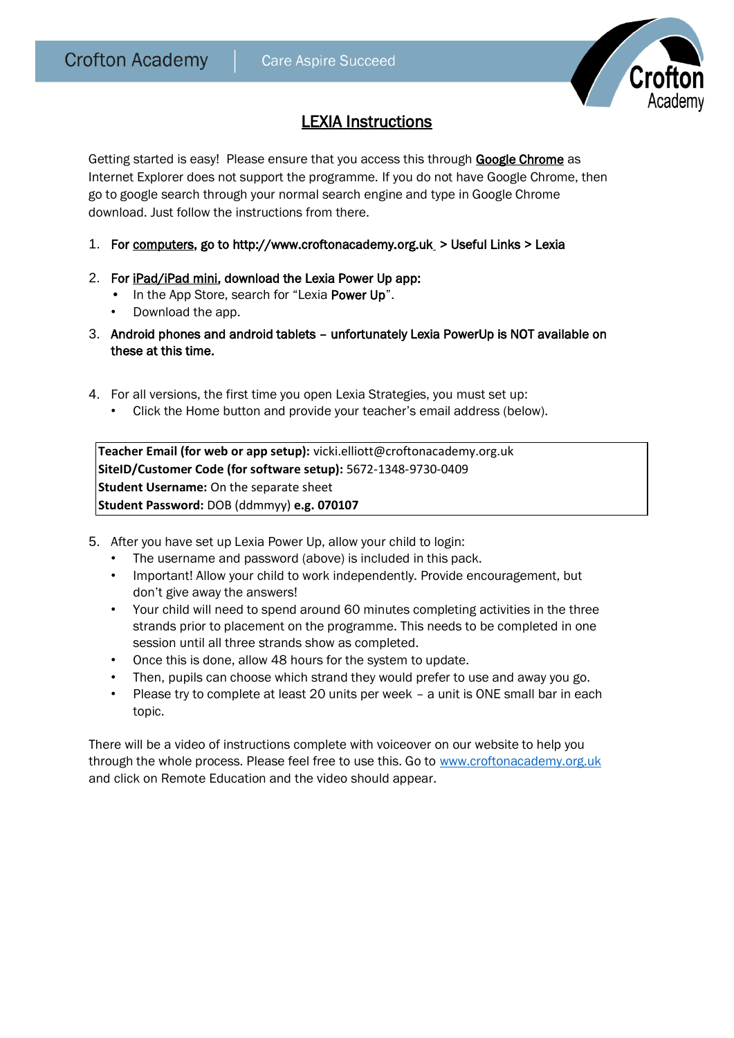Crofton Academy | Care Aspire Succeed

# LEXIA Instructions

Getting started is easy! Please ensure that you access this through **Google Chrome** as Internet Explorer does not support the programme. If you do not have Google Chrome, then go to google search through your normal search engine and type in Google Chrome download. Just follow the instructions from there.

1. **For computers, go to http://www.croftonacademy.org.uk > Useful Links > Lexia**
2. **For iPad/iPad mini, download the Lexia Power Up app:**
   - In the App Store, search for "Lexia **Power Up**".
   - Download the app.
3. **Android phones and android tablets – unfortunately Lexia PowerUp is NOT available on these at this time.**
4. For all versions, the first time you open Lexia Strategies, you must set up:
   - Click the Home button and provide your teacher's email address (below).

**Teacher Email (for web or app setup):** vicki.elliott@croftonacademy.org.uk
**SiteID/Customer Code (for software setup):** 5672-1348-9730-0409
**Student Username:** On the separate sheet
**Student Password:** DOB (ddmmyy) **e.g. 070107**

5. After you have set up Lexia Power Up, allow your child to login:
   - The username and password (above) is included in this pack.
   - Important! Allow your child to work independently. Provide encouragement, but don't give away the answers!
   - Your child will need to spend around 60 minutes completing activities in the three strands prior to placement on the programme. This needs to be completed in one session until all three strands show as completed.
   - Once this is done, allow 48 hours for the system to update.
   - Then, pupils can choose which strand they would prefer to use and away you go.
   - Please try to complete at least 20 units per week – a unit is ONE small bar in each topic.

There will be a video of instructions complete with voiceover on our website to help you through the whole process. Please feel free to use this. Go to www.croftonacademy.org.uk and click on Remote Education and the video should appear.